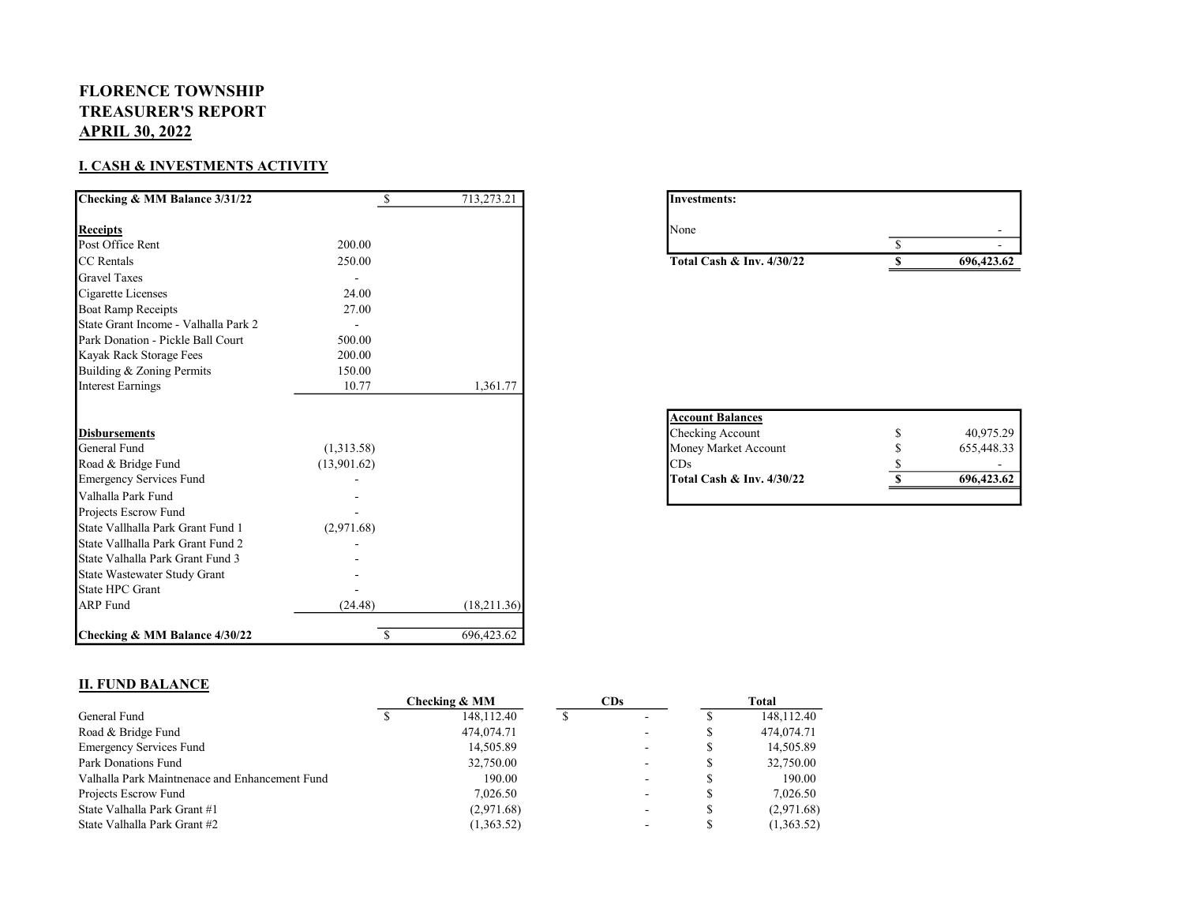# FLORENCE TOWNSHIP
# TREASURER'S REPORT
# APRIL 30, 2022

## I. CASH & INVESTMENTS ACTIVITY

| Checking & MM Balance 3/31/22 | | $ 713,273.21 |
|---|---|---|
| **Receipts** | | |
| Post Office Rent | 200.00 | |
| CC Rentals | 250.00 | |
| Gravel Taxes | - | |
| Cigarette Licenses | 24.00 | |
| Boat Ramp Receipts | 27.00 | |
| State Grant Income - Valhalla Park 2 | - | |
| Park Donation - Pickle Ball Court | 500.00 | |
| Kayak Rack Storage Fees | 200.00 | |
| Building & Zoning Permits | 150.00 | |
| Interest Earnings | 10.77 | 1,361.77 |
| **Disbursements** | | |
| General Fund | (1,313.58) | |
| Road & Bridge Fund | (13,901.62) | |
| Emergency Services Fund | - | |
| Valhalla Park Fund | - | |
| Projects Escrow Fund | - | |
| State Vallhalla Park Grant Fund 1 | (2,971.68) | |
| State Vallhalla Park Grant Fund 2 | - | |
| State Valhalla Park Grant Fund 3 | - | |
| State Wastewater Study Grant | - | |
| State HPC Grant | - | |
| ARP Fund | (24.48) | (18,211.36) |
| **Checking & MM Balance 4/30/22** | | $ 696,423.62 |

| Investments: | |
|---|---|
| None | - |
| | $ - |
| **Total Cash & Inv. 4/30/22** | **$ 696,423.62** |

| Account Balances | |
|---|---|
| Checking Account | $ 40,975.29 |
| Money Market Account | $ 655,448.33 |
| CDs | $ - |
| **Total Cash & Inv. 4/30/22** | **$ 696,423.62** |

## II. FUND BALANCE

| | Checking & MM | CDs | Total |
|---|---|---|---|
| General Fund | $ 148,112.40 | $ - | $ 148,112.40 |
| Road & Bridge Fund | 474,074.71 | - | $ 474,074.71 |
| Emergency Services Fund | 14,505.89 | - | $ 14,505.89 |
| Park Donations Fund | 32,750.00 | - | $ 32,750.00 |
| Valhalla Park Maintnenace and Enhancement Fund | 190.00 | - | $ 190.00 |
| Projects Escrow Fund | 7,026.50 | - | $ 7,026.50 |
| State Valhalla Park Grant #1 | (2,971.68) | - | $ (2,971.68) |
| State Valhalla Park Grant #2 | (1,363.52) | - | $ (1,363.52) |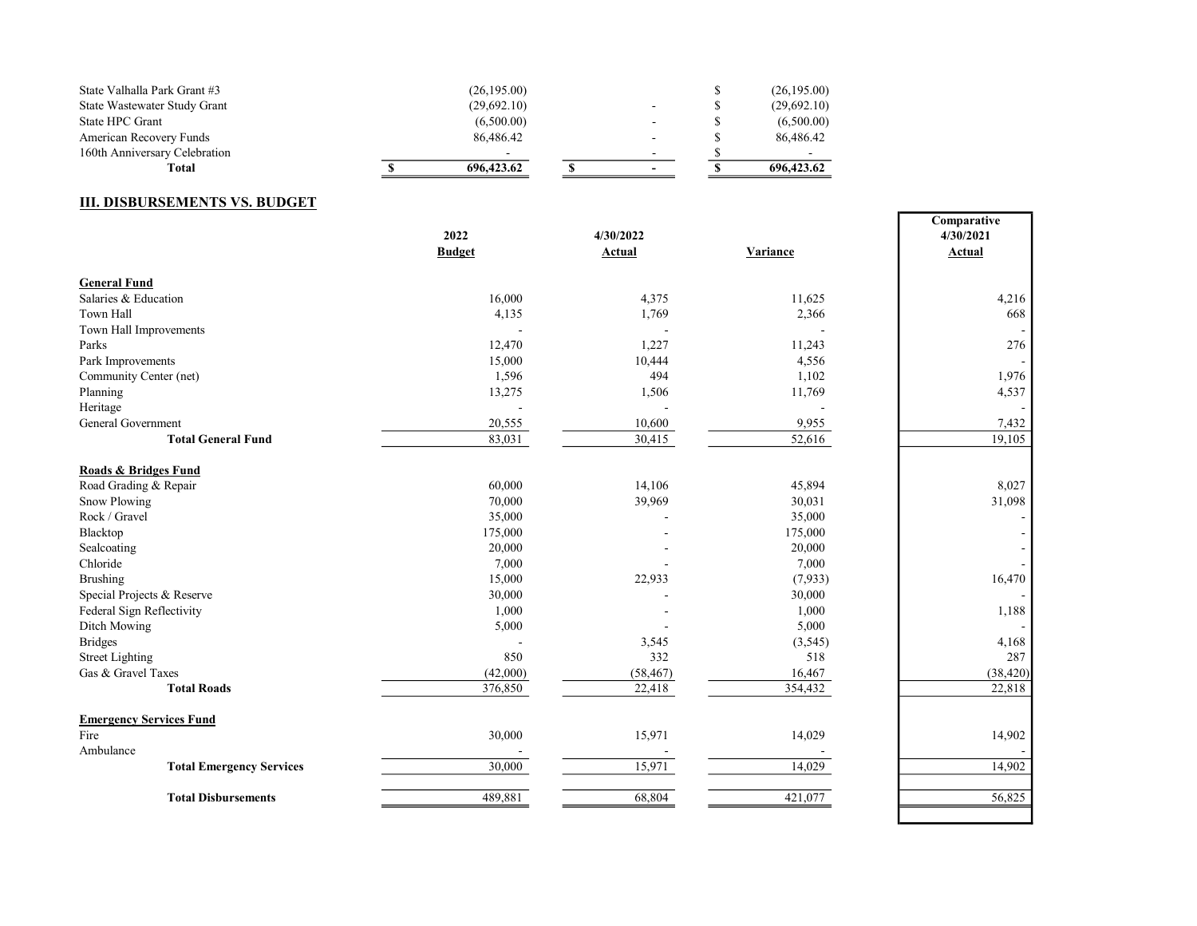| | | | |
|---|---|---|---|
| State Valhalla Park Grant #3 | (26,195.00) | | $ (26,195.00) |
| State Wastewater Study Grant | (29,692.10) | - | $ (29,692.10) |
| State HPC Grant | (6,500.00) | - | $ (6,500.00) |
| American Recovery Funds | 86,486.42 | - | $ 86,486.42 |
| 160th Anniversary Celebration | - | - | $ - |
| **Total** | **$ 696,423.62** | **$ -** | **$ 696,423.62** |

## III. DISBURSEMENTS VS. BUDGET

| | 2022 Budget | 4/30/2022 Actual | Variance | Comparative 4/30/2021 Actual |
|---|---|---|---|---|
| **General Fund** | | | | |
| Salaries & Education | 16,000 | 4,375 | 11,625 | 4,216 |
| Town Hall | 4,135 | 1,769 | 2,366 | 668 |
| Town Hall Improvements | - | - | - | - |
| Parks | 12,470 | 1,227 | 11,243 | 276 |
| Park Improvements | 15,000 | 10,444 | 4,556 | - |
| Community Center (net) | 1,596 | 494 | 1,102 | 1,976 |
| Planning | 13,275 | 1,506 | 11,769 | 4,537 |
| Heritage | - | - | - | - |
| General Government | 20,555 | 10,600 | 9,955 | 7,432 |
| **Total General Fund** | 83,031 | 30,415 | 52,616 | 19,105 |
| **Roads & Bridges Fund** | | | | |
| Road Grading & Repair | 60,000 | 14,106 | 45,894 | 8,027 |
| Snow Plowing | 70,000 | 39,969 | 30,031 | 31,098 |
| Rock / Gravel | 35,000 | - | 35,000 | - |
| Blacktop | 175,000 | - | 175,000 | - |
| Sealcoating | 20,000 | - | 20,000 | - |
| Chloride | 7,000 | - | 7,000 | - |
| Brushing | 15,000 | 22,933 | (7,933) | 16,470 |
| Special Projects & Reserve | 30,000 | - | 30,000 | - |
| Federal Sign Reflectivity | 1,000 | - | 1,000 | 1,188 |
| Ditch Mowing | 5,000 | - | 5,000 | - |
| Bridges | - | 3,545 | (3,545) | 4,168 |
| Street Lighting | 850 | 332 | 518 | 287 |
| Gas & Gravel Taxes | (42,000) | (58,467) | 16,467 | (38,420) |
| **Total Roads** | 376,850 | 22,418 | 354,432 | 22,818 |
| **Emergency Services Fund** | | | | |
| Fire | 30,000 | 15,971 | 14,029 | 14,902 |
| Ambulance | - | - | - | - |
| **Total Emergency Services** | 30,000 | 15,971 | 14,029 | 14,902 |
| **Total Disbursements** | 489,881 | 68,804 | 421,077 | 56,825 |